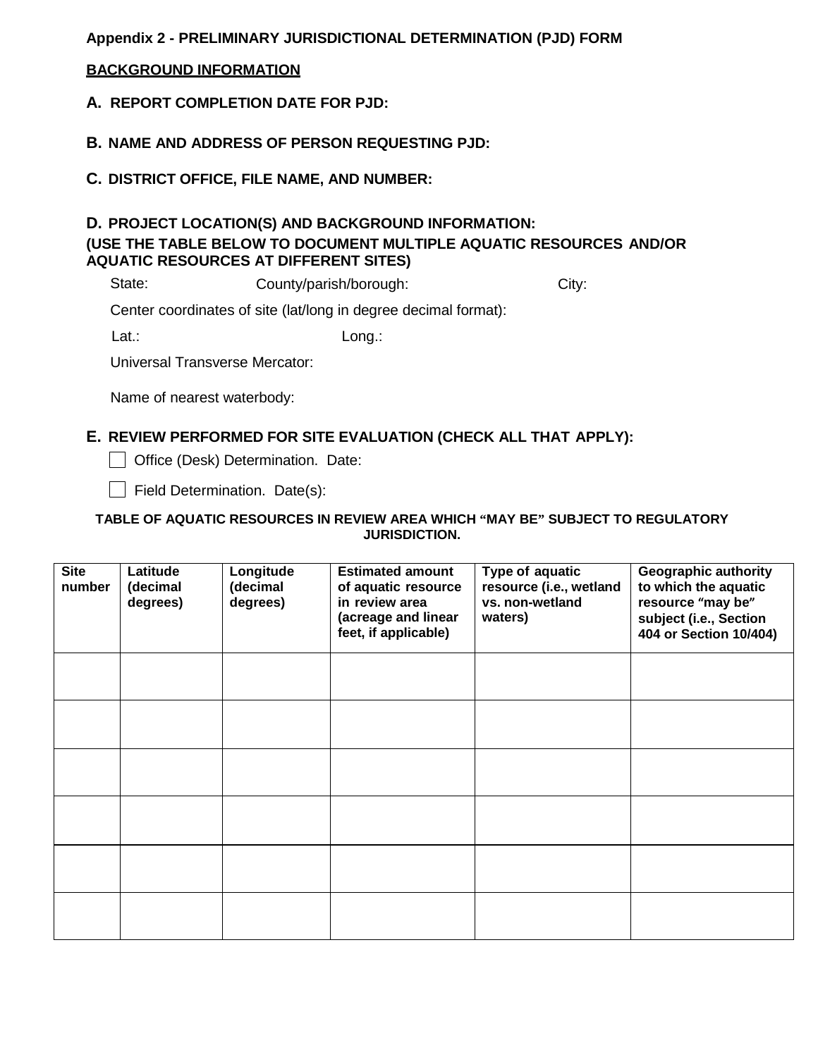**Appendix 2 - PRELIMINARY JURISDICTIONAL DETERMINATION (PJD) FORM**

**BACKGROUND INFORMATION**

**A. REPORT COMPLETION DATE FOR PJD:**

**B. NAME AND ADDRESS OF PERSON REQUESTING PJD:**

**C. DISTRICT OFFICE, FILE NAME, AND NUMBER:**

**D. PROJECT LOCATION(S) AND BACKGROUND INFORMATION:**
**(USE THE TABLE BELOW TO DOCUMENT MULTIPLE AQUATIC RESOURCES AND/OR AQUATIC RESOURCES AT DIFFERENT SITES)**

State: County/parish/borough: City:

Center coordinates of site (lat/long in degree decimal format):

Lat.: Long.:

Universal Transverse Mercator:

Name of nearest waterbody:

**E. REVIEW PERFORMED FOR SITE EVALUATION (CHECK ALL THAT APPLY):**

☐ Office (Desk) Determination. Date:

☐ Field Determination. Date(s):

**TABLE OF AQUATIC RESOURCES IN REVIEW AREA WHICH "MAY BE" SUBJECT TO REGULATORY JURISDICTION.**

| Site number | Latitude (decimal degrees) | Longitude (decimal degrees) | Estimated amount of aquatic resource in review area (acreage and linear feet, if applicable) | Type of aquatic resource (i.e., wetland vs. non-wetland waters) | Geographic authority to which the aquatic resource "may be" subject (i.e., Section 404 or Section 10/404) |
|---|---|---|---|---|---|
| | | | | | |
| | | | | | |
| | | | | | |
| | | | | | |
| | | | | | |
| | | | | | |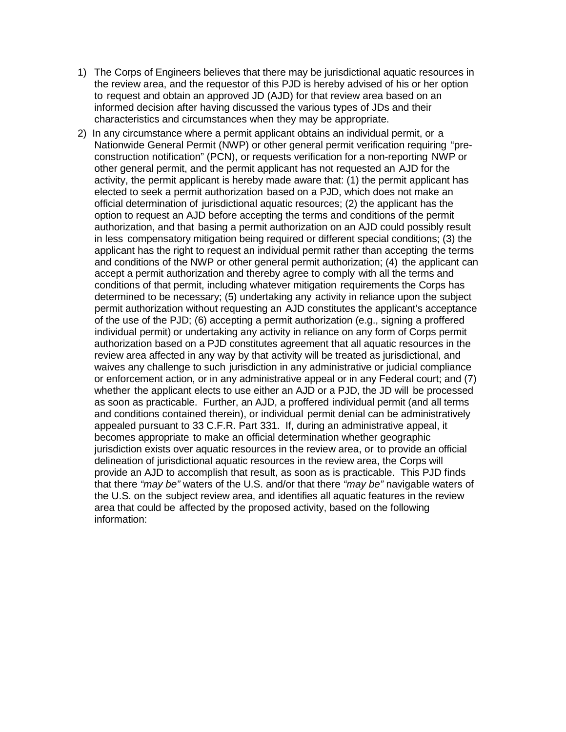1) The Corps of Engineers believes that there may be jurisdictional aquatic resources in the review area, and the requestor of this PJD is hereby advised of his or her option to request and obtain an approved JD (AJD) for that review area based on an informed decision after having discussed the various types of JDs and their characteristics and circumstances when they may be appropriate.

2) In any circumstance where a permit applicant obtains an individual permit, or a Nationwide General Permit (NWP) or other general permit verification requiring "pre-construction notification" (PCN), or requests verification for a non-reporting NWP or other general permit, and the permit applicant has not requested an AJD for the activity, the permit applicant is hereby made aware that: (1) the permit applicant has elected to seek a permit authorization based on a PJD, which does not make an official determination of jurisdictional aquatic resources; (2) the applicant has the option to request an AJD before accepting the terms and conditions of the permit authorization, and that basing a permit authorization on an AJD could possibly result in less compensatory mitigation being required or different special conditions; (3) the applicant has the right to request an individual permit rather than accepting the terms and conditions of the NWP or other general permit authorization; (4) the applicant can accept a permit authorization and thereby agree to comply with all the terms and conditions of that permit, including whatever mitigation requirements the Corps has determined to be necessary; (5) undertaking any activity in reliance upon the subject permit authorization without requesting an AJD constitutes the applicant's acceptance of the use of the PJD; (6) accepting a permit authorization (e.g., signing a proffered individual permit) or undertaking any activity in reliance on any form of Corps permit authorization based on a PJD constitutes agreement that all aquatic resources in the review area affected in any way by that activity will be treated as jurisdictional, and waives any challenge to such jurisdiction in any administrative or judicial compliance or enforcement action, or in any administrative appeal or in any Federal court; and (7) whether the applicant elects to use either an AJD or a PJD, the JD will be processed as soon as practicable. Further, an AJD, a proffered individual permit (and all terms and conditions contained therein), or individual permit denial can be administratively appealed pursuant to 33 C.F.R. Part 331. If, during an administrative appeal, it becomes appropriate to make an official determination whether geographic jurisdiction exists over aquatic resources in the review area, or to provide an official delineation of jurisdictional aquatic resources in the review area, the Corps will provide an AJD to accomplish that result, as soon as is practicable. This PJD finds that there *"may be"* waters of the U.S. and/or that there *"may be"* navigable waters of the U.S. on the subject review area, and identifies all aquatic features in the review area that could be affected by the proposed activity, based on the following information: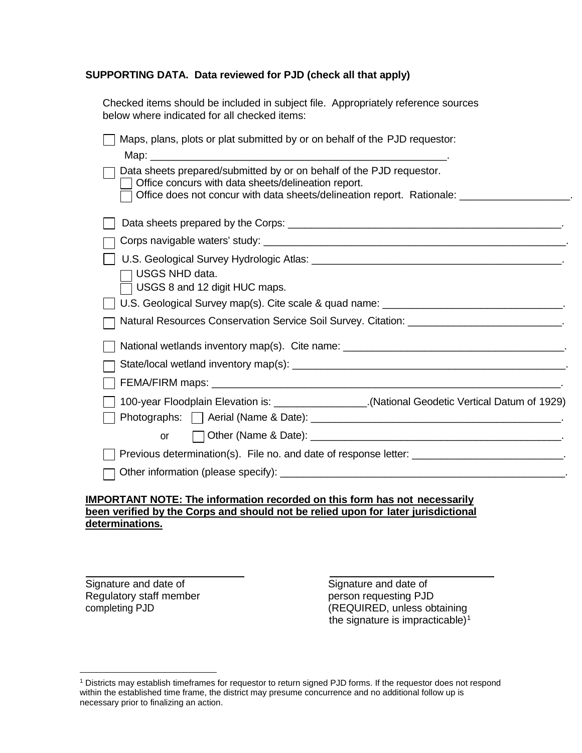**SUPPORTING DATA. Data reviewed for PJD (check all that apply)**

Checked items should be included in subject file. Appropriately reference sources below where indicated for all checked items:

- ☐ Maps, plans, plots or plat submitted by or on behalf of the PJD requestor:
  Map: ______________________________________________.
- ☐ Data sheets prepared/submitted by or on behalf of the PJD requestor.
  - ☐ Office concurs with data sheets/delineation report.
  - ☐ Office does not concur with data sheets/delineation report. Rationale: ___________________.
- ☐ Data sheets prepared by the Corps: ______________________________________________.
- ☐ Corps navigable waters' study: ______________________________________________.
- ☐ U.S. Geological Survey Hydrologic Atlas: ______________________________________________.
  - ☐ USGS NHD data.
  - ☐ USGS 8 and 12 digit HUC maps.
- ☐ U.S. Geological Survey map(s). Cite scale & quad name: _______________________________.
- ☐ Natural Resources Conservation Service Soil Survey. Citation: ___________________________.
- ☐ National wetlands inventory map(s). Cite name: ______________________________________.
- ☐ State/local wetland inventory map(s): ______________________________________________.
- ☐ FEMA/FIRM maps: ______________________________________________.
- ☐ 100-year Floodplain Elevation is: ________________.(National Geodetic Vertical Datum of 1929)
- ☐ Photographs: ☐ Aerial (Name & Date): ______________________________________________.
  or ☐ Other (Name & Date): ______________________________________________.
- ☐ Previous determination(s). File no. and date of response letter: __________________________.
- ☐ Other information (please specify): ______________________________________________.

**IMPORTANT NOTE: The information recorded on this form has not necessarily been verified by the Corps and should not be relied upon for later jurisdictional determinations.**

_____________________________
Signature and date of Regulatory staff member completing PJD

_____________________________
Signature and date of person requesting PJD (REQUIRED, unless obtaining the signature is impracticable)[1]

[1] Districts may establish timeframes for requestor to return signed PJD forms. If the requestor does not respond within the established time frame, the district may presume concurrence and no additional follow up is necessary prior to finalizing an action.